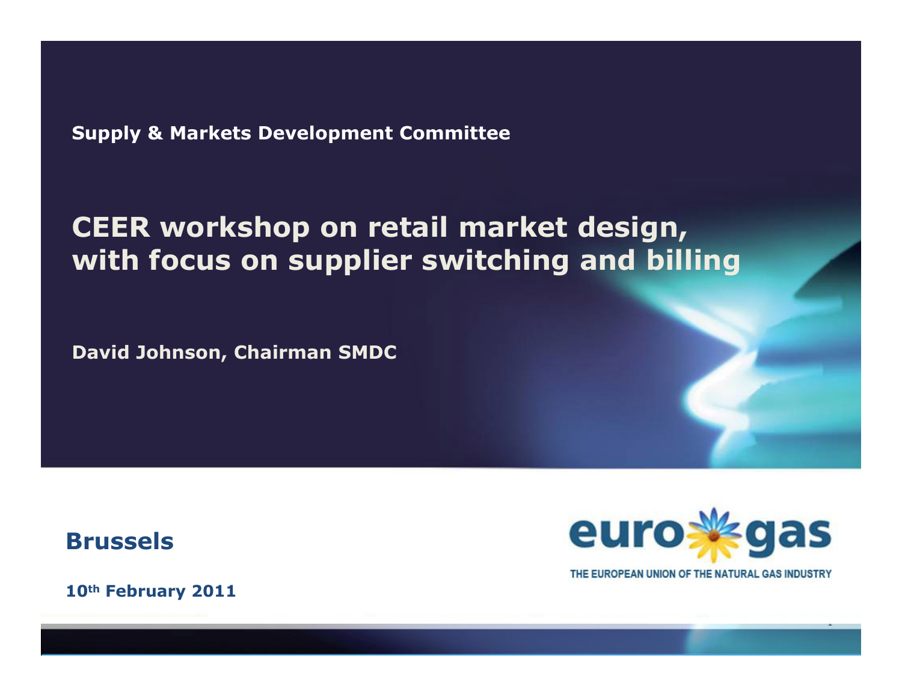**Supply & Markets Development Committee**

# CEER workshop on retail market design, with focus on supplier switching and billing

**David Johnson, Chairman SMDC**

**Brussels**

**10th February 2011**

eurogas

THE EUROPEAN UNION OF THE NATURAL GAS INDUSTRY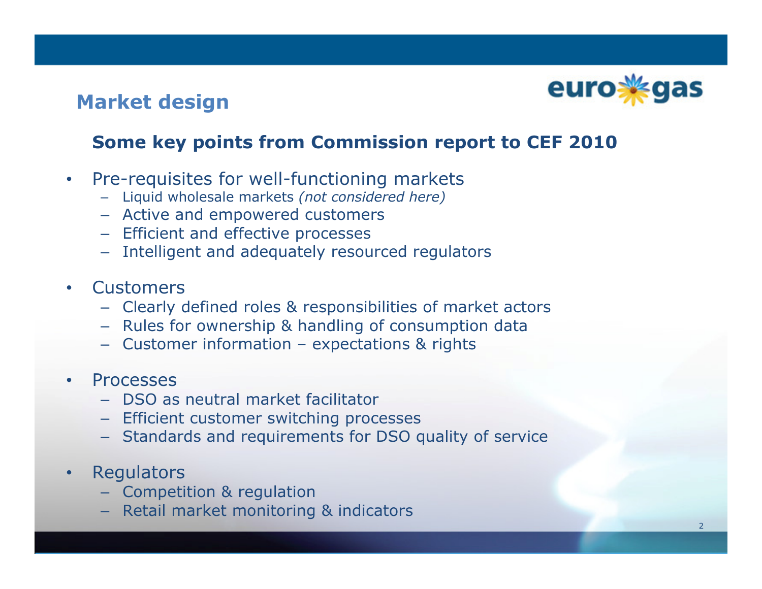# Market design

## Some key points from Commission report to CEF 2010

- Pre-requisites for well-functioning markets
  - Liquid wholesale markets *(not considered here)*
  - Active and empowered customers
  - Efficient and effective processes
  - Intelligent and adequately resourced regulators
- Customers
  - Clearly defined roles & responsibilities of market actors
  - Rules for ownership & handling of consumption data
  - Customer information – expectations & rights
- Processes
  - DSO as neutral market facilitator
  - Efficient customer switching processes
  - Standards and requirements for DSO quality of service
- Regulators
  - Competition & regulation
  - Retail market monitoring & indicators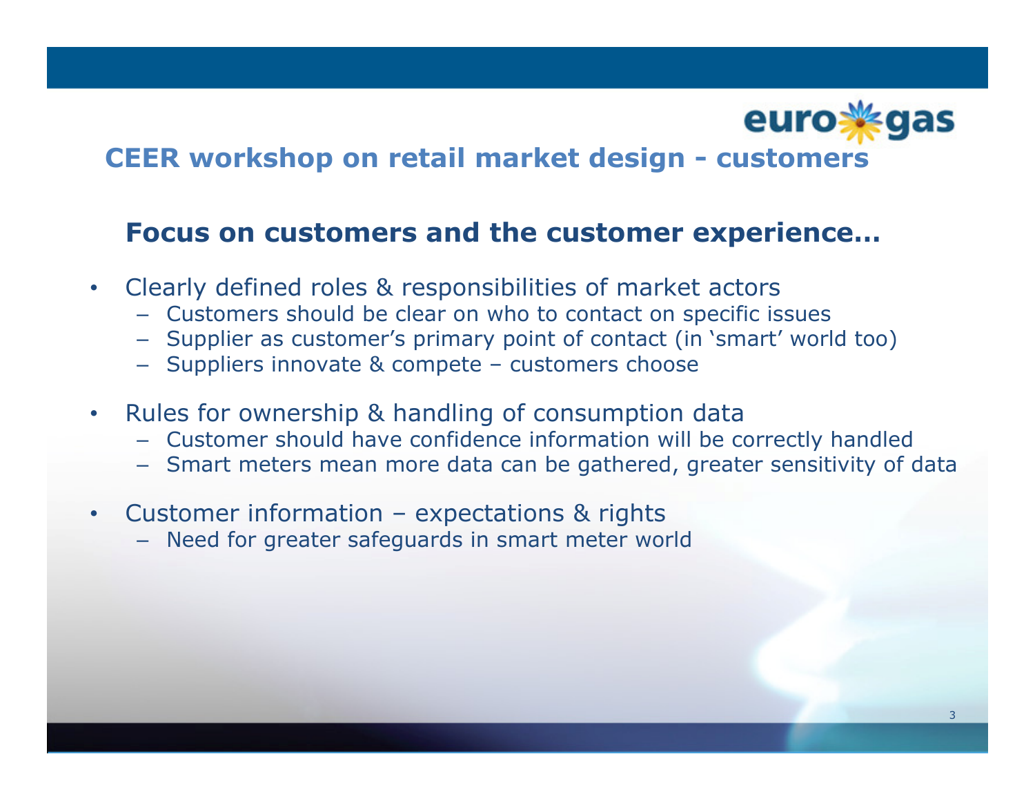## CEER workshop on retail market design - customers

### Focus on customers and the customer experience…

- Clearly defined roles & responsibilities of market actors
  - Customers should be clear on who to contact on specific issues
  - Supplier as customer's primary point of contact (in 'smart' world too)
  - Suppliers innovate & compete – customers choose
- Rules for ownership & handling of consumption data
  - Customer should have confidence information will be correctly handled
  - Smart meters mean more data can be gathered, greater sensitivity of data
- Customer information – expectations & rights
  - Need for greater safeguards in smart meter world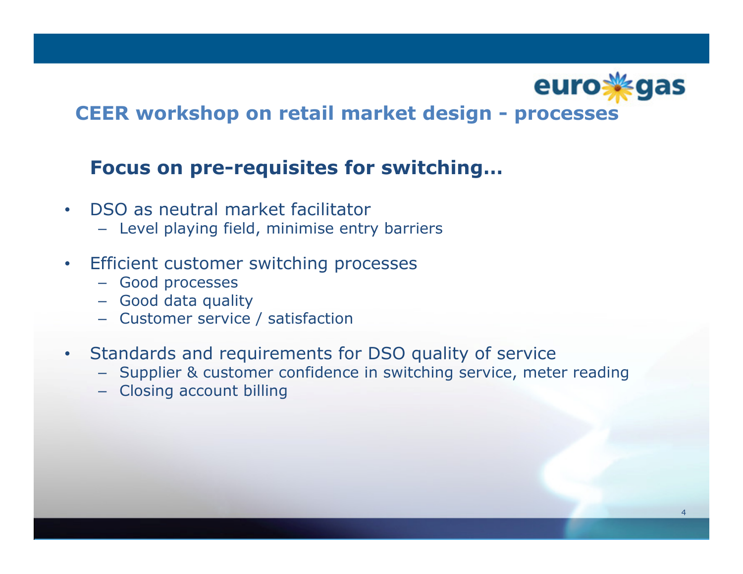## CEER workshop on retail market design - processes

### Focus on pre-requisites for switching…

- DSO as neutral market facilitator
  - Level playing field, minimise entry barriers
- Efficient customer switching processes
  - Good processes
  - Good data quality
  - Customer service / satisfaction
- Standards and requirements for DSO quality of service
  - Supplier & customer confidence in switching service, meter reading
  - Closing account billing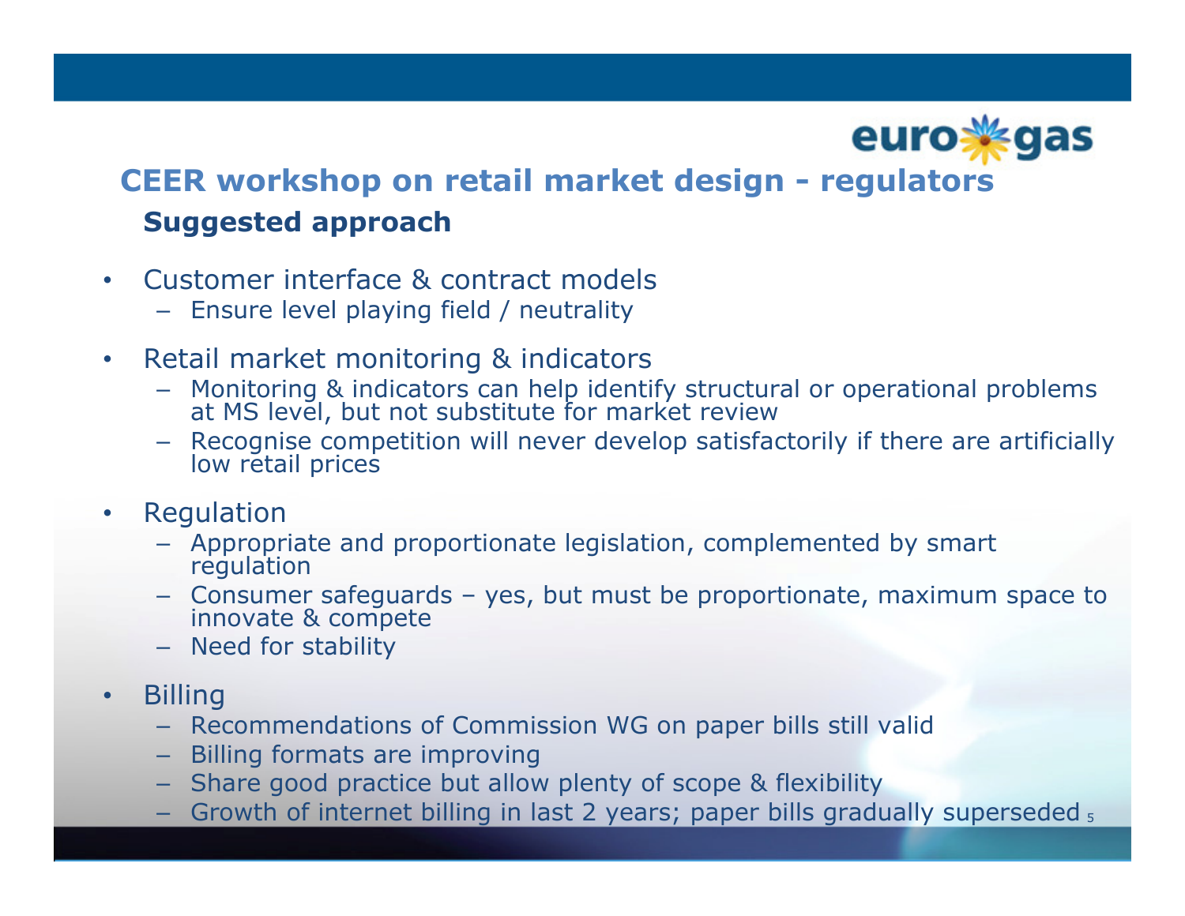## CEER workshop on retail market design - regulators

### Suggested approach

- Customer interface & contract models
  - Ensure level playing field / neutrality
- Retail market monitoring & indicators
  - Monitoring & indicators can help identify structural or operational problems at MS level, but not substitute for market review
  - Recognise competition will never develop satisfactorily if there are artificially low retail prices
- Regulation
  - Appropriate and proportionate legislation, complemented by smart regulation
  - Consumer safeguards – yes, but must be proportionate, maximum space to innovate & compete
  - Need for stability
- Billing
  - Recommendations of Commission WG on paper bills still valid
  - Billing formats are improving
  - Share good practice but allow plenty of scope & flexibility
  - Growth of internet billing in last 2 years; paper bills gradually superseded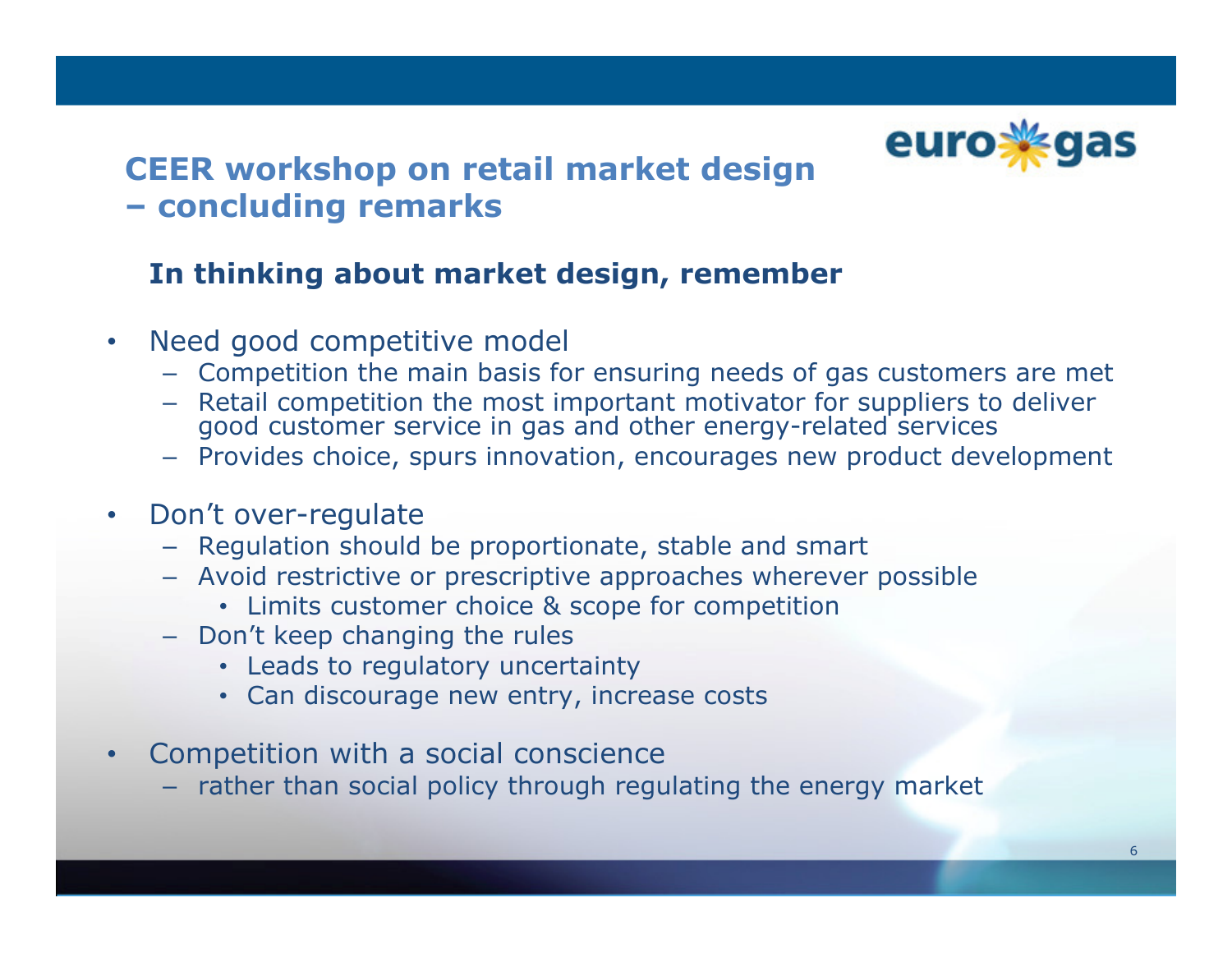## CEER workshop on retail market design – concluding remarks

### In thinking about market design, remember

- Need good competitive model
  - Competition the main basis for ensuring needs of gas customers are met
  - Retail competition the most important motivator for suppliers to deliver good customer service in gas and other energy-related services
  - Provides choice, spurs innovation, encourages new product development
- Don't over-regulate
  - Regulation should be proportionate, stable and smart
  - Avoid restrictive or prescriptive approaches wherever possible
    - Limits customer choice & scope for competition
  - Don't keep changing the rules
    - Leads to regulatory uncertainty
    - Can discourage new entry, increase costs
- Competition with a social conscience
  - rather than social policy through regulating the energy market